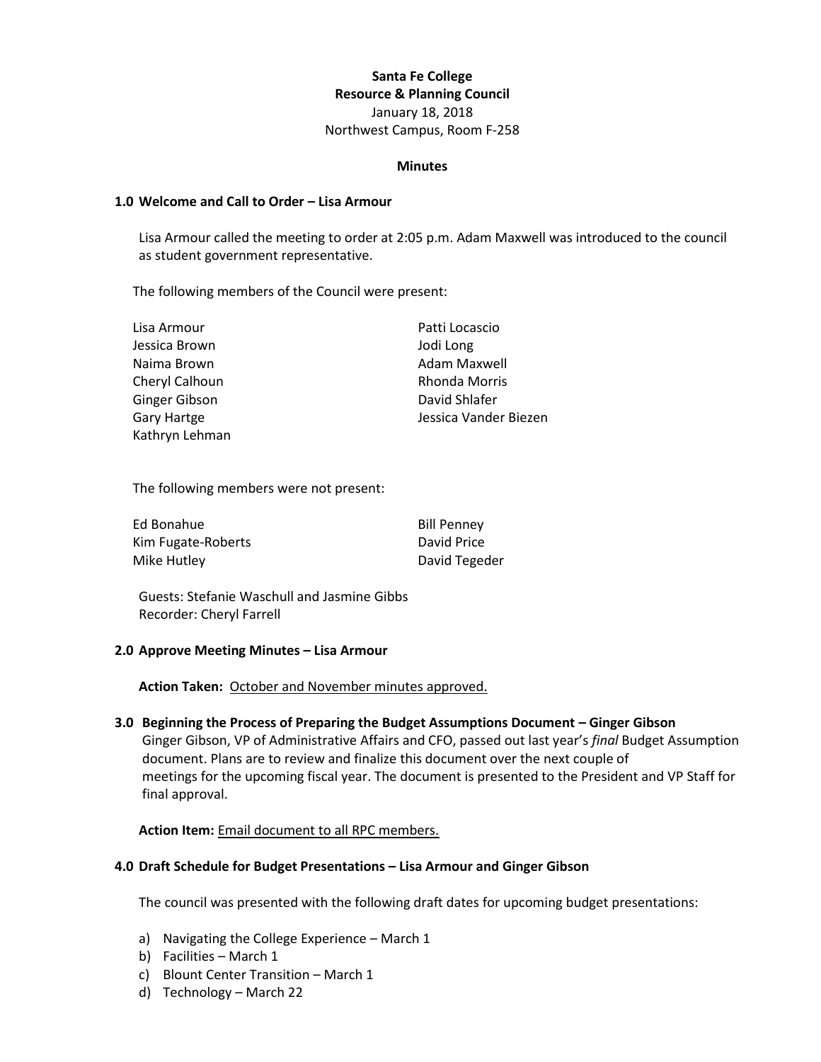**Santa Fe College**
**Resource & Planning Council**
January 18, 2018
Northwest Campus, Room F-258

**Minutes**

### 1.0 Welcome and Call to Order – Lisa Armour

Lisa Armour called the meeting to order at 2:05 p.m. Adam Maxwell was introduced to the council as student government representative.

The following members of the Council were present:

- Lisa Armour
- Jessica Brown
- Naima Brown
- Cheryl Calhoun
- Ginger Gibson
- Gary Hartge
- Kathryn Lehman
- Patti Locascio
- Jodi Long
- Adam Maxwell
- Rhonda Morris
- David Shlafer
- Jessica Vander Biezen

The following members were not present:

- Ed Bonahue
- Kim Fugate-Roberts
- Mike Hutley
- Bill Penney
- David Price
- David Tegeder

Guests: Stefanie Waschull and Jasmine Gibbs
Recorder: Cheryl Farrell

### 2.0 Approve Meeting Minutes – Lisa Armour

**Action Taken:** October and November minutes approved.

### 3.0 Beginning the Process of Preparing the Budget Assumptions Document – Ginger Gibson

Ginger Gibson, VP of Administrative Affairs and CFO, passed out last year's *final* Budget Assumption document. Plans are to review and finalize this document over the next couple of meetings for the upcoming fiscal year. The document is presented to the President and VP Staff for final approval.

**Action Item:** Email document to all RPC members.

### 4.0 Draft Schedule for Budget Presentations – Lisa Armour and Ginger Gibson

The council was presented with the following draft dates for upcoming budget presentations:

a) Navigating the College Experience – March 1
b) Facilities – March 1
c) Blount Center Transition – March 1
d) Technology – March 22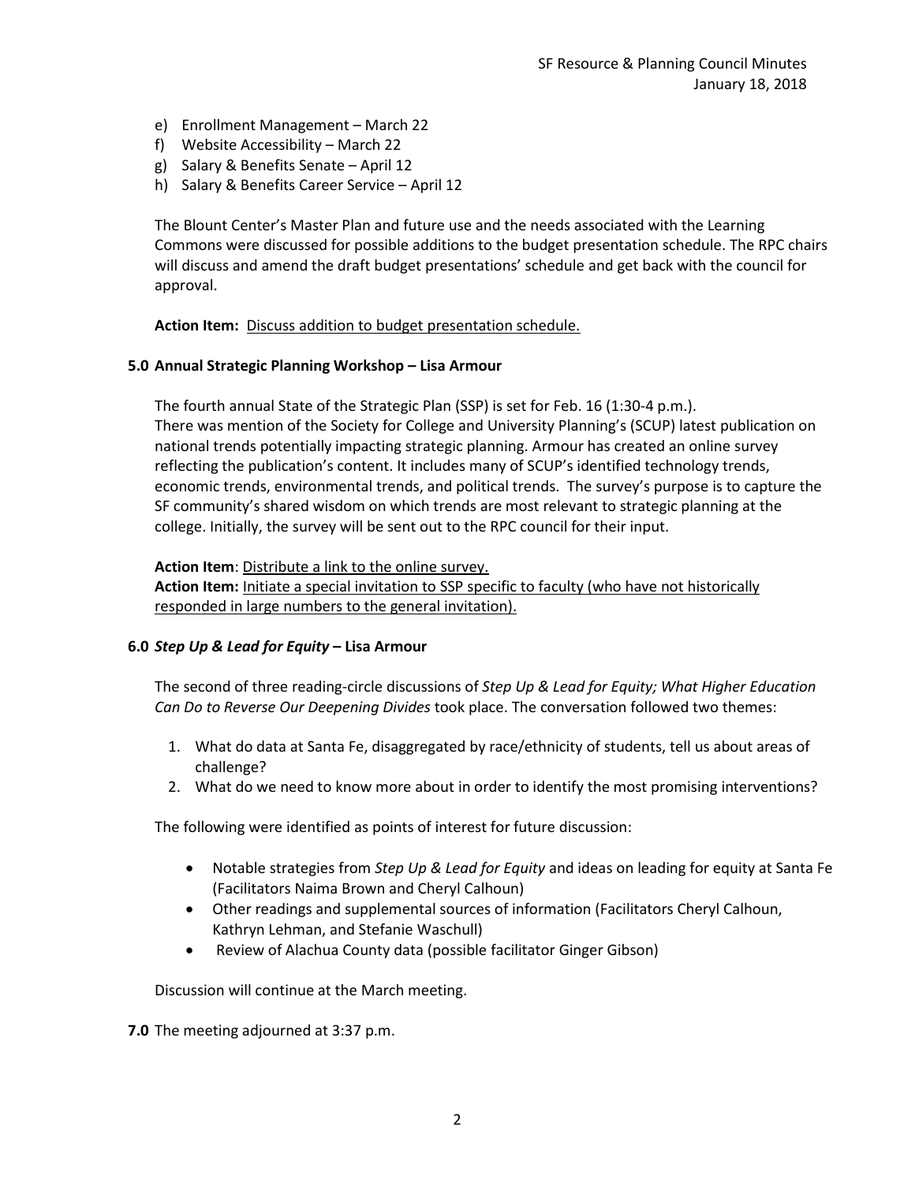e) Enrollment Management – March 22
f) Website Accessibility – March 22
g) Salary & Benefits Senate – April 12
h) Salary & Benefits Career Service – April 12

The Blount Center's Master Plan and future use and the needs associated with the Learning Commons were discussed for possible additions to the budget presentation schedule. The RPC chairs will discuss and amend the draft budget presentations' schedule and get back with the council for approval.

**Action Item:** Discuss addition to budget presentation schedule.

**5.0 Annual Strategic Planning Workshop – Lisa Armour**

The fourth annual State of the Strategic Plan (SSP) is set for Feb. 16 (1:30-4 p.m.). There was mention of the Society for College and University Planning's (SCUP) latest publication on national trends potentially impacting strategic planning. Armour has created an online survey reflecting the publication's content. It includes many of SCUP's identified technology trends, economic trends, environmental trends, and political trends. The survey's purpose is to capture the SF community's shared wisdom on which trends are most relevant to strategic planning at the college. Initially, the survey will be sent out to the RPC council for their input.

**Action Item**: Distribute a link to the online survey.
**Action Item:** Initiate a special invitation to SSP specific to faculty (who have not historically responded in large numbers to the general invitation).

**6.0 *Step Up & Lead for Equity* – Lisa Armour**

The second of three reading-circle discussions of *Step Up & Lead for Equity; What Higher Education Can Do to Reverse Our Deepening Divides* took place. The conversation followed two themes:

1. What do data at Santa Fe, disaggregated by race/ethnicity of students, tell us about areas of challenge?
2. What do we need to know more about in order to identify the most promising interventions?

The following were identified as points of interest for future discussion:

- Notable strategies from *Step Up & Lead for Equity* and ideas on leading for equity at Santa Fe (Facilitators Naima Brown and Cheryl Calhoun)
- Other readings and supplemental sources of information (Facilitators Cheryl Calhoun, Kathryn Lehman, and Stefanie Waschull)
- Review of Alachua County data (possible facilitator Ginger Gibson)

Discussion will continue at the March meeting.

**7.0** The meeting adjourned at 3:37 p.m.